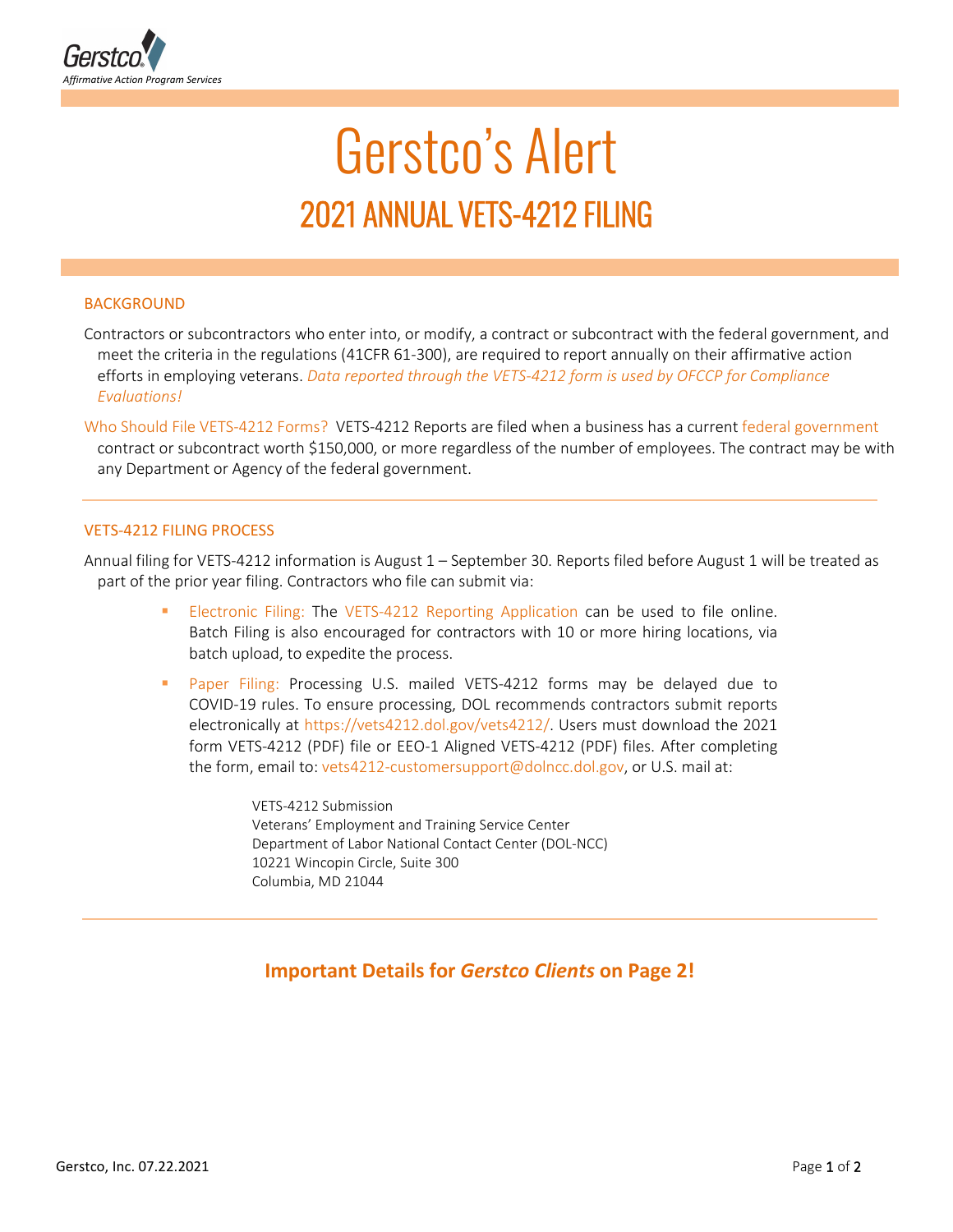Gerstco
*Affirmative Action Program Services*

# Gerstco's Alert

## 2021 ANNUAL VETS-4212 FILING

### BACKGROUND

Contractors or subcontractors who enter into, or modify, a contract or subcontract with the federal government, and meet the criteria in the regulations (41CFR 61-300), are required to report annually on their affirmative action efforts in employing veterans. *Data reported through the VETS-4212 form is used by OFCCP for Compliance Evaluations!*

Who Should File VETS-4212 Forms? VETS-4212 Reports are filed when a business has a current federal government contract or subcontract worth $150,000, or more regardless of the number of employees. The contract may be with any Department or Agency of the federal government.

---

### VETS-4212 FILING PROCESS

Annual filing for VETS-4212 information is August 1 – September 30. Reports filed before August 1 will be treated as part of the prior year filing. Contractors who file can submit via:

- Electronic Filing: The VETS-4212 Reporting Application can be used to file online. Batch Filing is also encouraged for contractors with 10 or more hiring locations, via batch upload, to expedite the process.
- Paper Filing: Processing U.S. mailed VETS-4212 forms may be delayed due to COVID-19 rules. To ensure processing, DOL recommends contractors submit reports electronically at https://vets4212.dol.gov/vets4212/. Users must download the 2021 form VETS-4212 (PDF) file or EEO-1 Aligned VETS-4212 (PDF) files. After completing the form, email to: vets4212-customersupport@dolncc.dol.gov, or U.S. mail at:

  VETS-4212 Submission
  Veterans' Employment and Training Service Center
  Department of Labor National Contact Center (DOL-NCC)
  10221 Wincopin Circle, Suite 300
  Columbia, MD 21044

---

**Important Details for *Gerstco Clients* on Page 2!**

Gerstco, Inc. 07.22.2021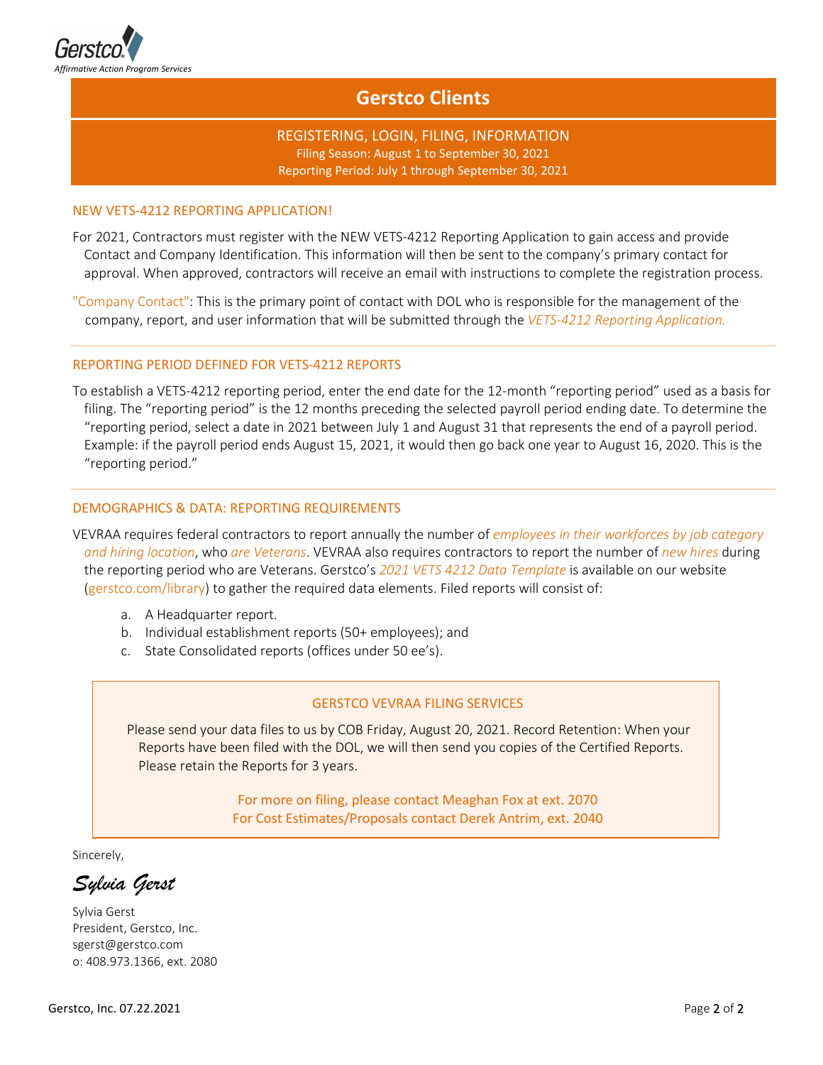Gerstco®
*Affirmative Action Program Services*

# Gerstco Clients

## REGISTERING, LOGIN, FILING, INFORMATION

Filing Season: August 1 to September 30, 2021
Reporting Period: July 1 through September 30, 2021

### NEW VETS-4212 REPORTING APPLICATION!

For 2021, Contractors must register with the NEW VETS-4212 Reporting Application to gain access and provide Contact and Company Identification. This information will then be sent to the company's primary contact for approval. When approved, contractors will receive an email with instructions to complete the registration process.

"Company Contact": This is the primary point of contact with DOL who is responsible for the management of the company, report, and user information that will be submitted through the *VETS-4212 Reporting Application.*

### REPORTING PERIOD DEFINED FOR VETS-4212 REPORTS

To establish a VETS-4212 reporting period, enter the end date for the 12-month "reporting period" used as a basis for filing. The "reporting period" is the 12 months preceding the selected payroll period ending date. To determine the "reporting period, select a date in 2021 between July 1 and August 31 that represents the end of a payroll period. Example: if the payroll period ends August 15, 2021, it would then go back one year to August 16, 2020. This is the "reporting period."

### DEMOGRAPHICS & DATA: REPORTING REQUIREMENTS

VEVRAA requires federal contractors to report annually the number of *employees in their workforces by job category and hiring location*, who *are Veterans*. VEVRAA also requires contractors to report the number of *new hires* during the reporting period who are Veterans. Gerstco's *2021 VETS 4212 Data Template* is available on our website (gerstco.com/library) to gather the required data elements. Filed reports will consist of:

a. A Headquarter report.
b. Individual establishment reports (50+ employees); and
c. State Consolidated reports (offices under 50 ee's).

### GERSTCO VEVRAA FILING SERVICES

Please send your data files to us by COB Friday, August 20, 2021. Record Retention: When your Reports have been filed with the DOL, we will then send you copies of the Certified Reports. Please retain the Reports for 3 years.

For more on filing, please contact Meaghan Fox at ext. 2070
For Cost Estimates/Proposals contact Derek Antrim, ext. 2040

Sincerely,

*Sylvia Gerst*

Sylvia Gerst
President, Gerstco, Inc.
sgerst@gerstco.com
o: 408.973.1366, ext. 2080

Gerstco, Inc. 07.22.2021